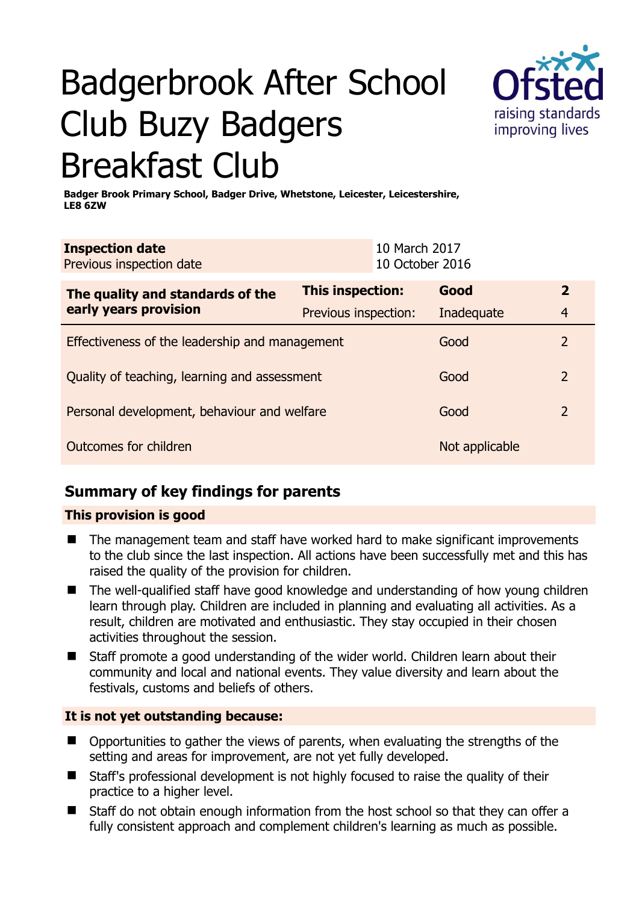# Badgerbrook After School Club Buzy Badgers Breakfast Club

**Badger Brook Primary School, Badger Drive, Whetstone, Leicester, Leicestershire, LE8 6ZW**

| **Inspection date** | 10 March 2017 |
|---|---|
| Previous inspection date | 10 October 2016 |

| **The quality and standards of the early years provision** | **This inspection:** | **Good** | **2** |
|---|---|---|---|
| | Previous inspection: | Inadequate | 4 |
| Effectiveness of the leadership and management | | Good | 2 |
| Quality of teaching, learning and assessment | | Good | 2 |
| Personal development, behaviour and welfare | | Good | 2 |
| Outcomes for children | | Not applicable | |

## Summary of key findings for parents

### This provision is good

- The management team and staff have worked hard to make significant improvements to the club since the last inspection. All actions have been successfully met and this has raised the quality of the provision for children.
- The well-qualified staff have good knowledge and understanding of how young children learn through play. Children are included in planning and evaluating all activities. As a result, children are motivated and enthusiastic. They stay occupied in their chosen activities throughout the session.
- Staff promote a good understanding of the wider world. Children learn about their community and local and national events. They value diversity and learn about the festivals, customs and beliefs of others.

### It is not yet outstanding because:

- Opportunities to gather the views of parents, when evaluating the strengths of the setting and areas for improvement, are not yet fully developed.
- Staff's professional development is not highly focused to raise the quality of their practice to a higher level.
- Staff do not obtain enough information from the host school so that they can offer a fully consistent approach and complement children's learning as much as possible.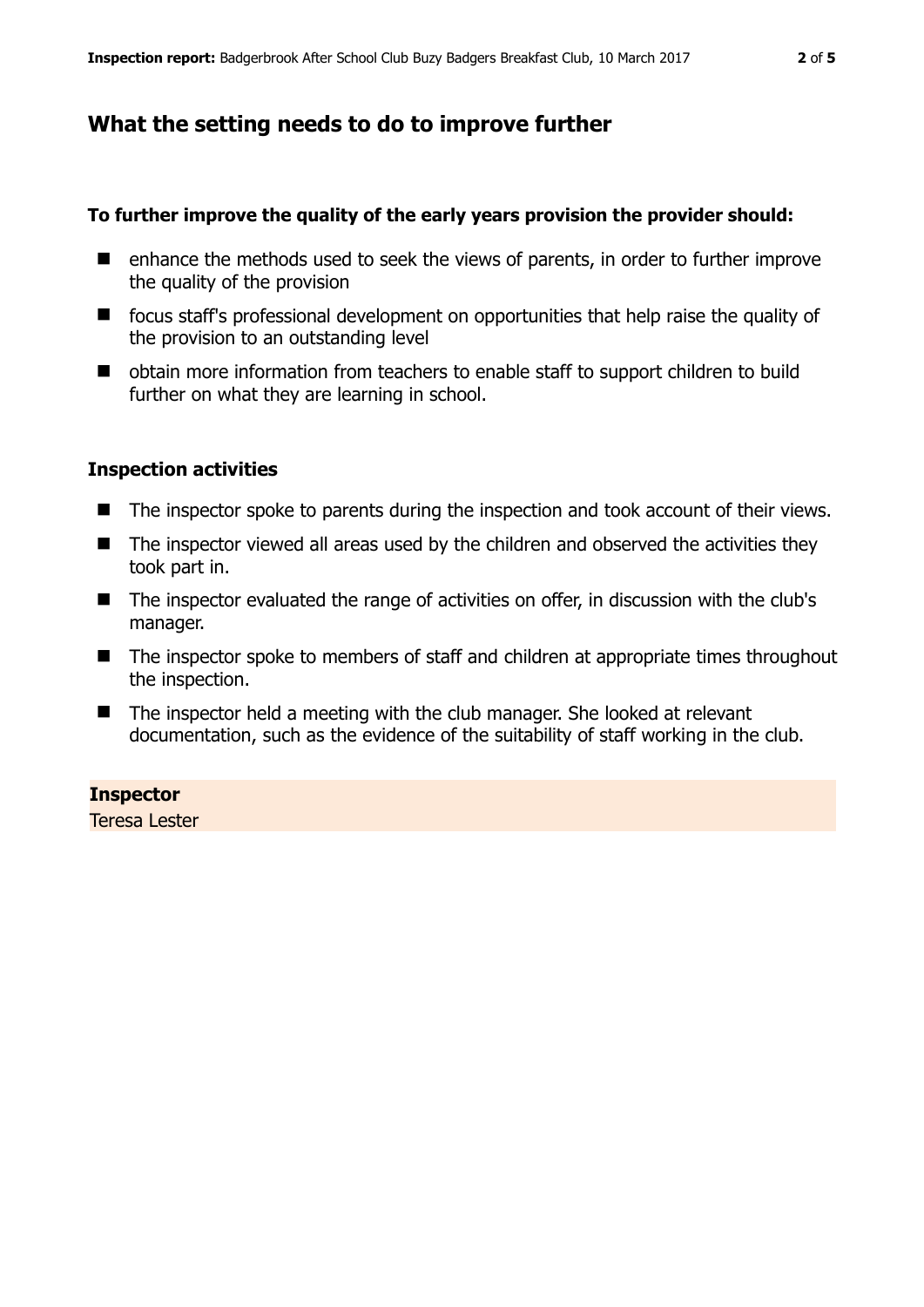## What the setting needs to do to improve further

**To further improve the quality of the early years provision the provider should:**

- enhance the methods used to seek the views of parents, in order to further improve the quality of the provision
- focus staff's professional development on opportunities that help raise the quality of the provision to an outstanding level
- obtain more information from teachers to enable staff to support children to build further on what they are learning in school.

### Inspection activities

- The inspector spoke to parents during the inspection and took account of their views.
- The inspector viewed all areas used by the children and observed the activities they took part in.
- The inspector evaluated the range of activities on offer, in discussion with the club's manager.
- The inspector spoke to members of staff and children at appropriate times throughout the inspection.
- The inspector held a meeting with the club manager. She looked at relevant documentation, such as the evidence of the suitability of staff working in the club.

**Inspector**
Teresa Lester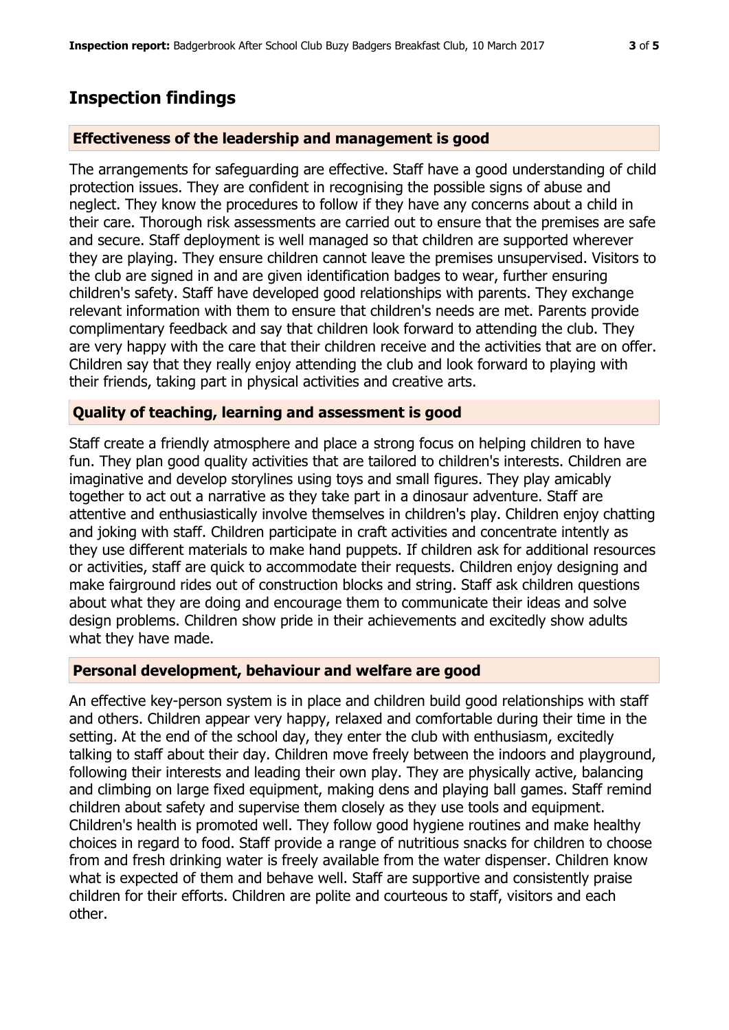## Inspection findings

### Effectiveness of the leadership and management is good

The arrangements for safeguarding are effective. Staff have a good understanding of child protection issues. They are confident in recognising the possible signs of abuse and neglect. They know the procedures to follow if they have any concerns about a child in their care. Thorough risk assessments are carried out to ensure that the premises are safe and secure. Staff deployment is well managed so that children are supported wherever they are playing. They ensure children cannot leave the premises unsupervised. Visitors to the club are signed in and are given identification badges to wear, further ensuring children's safety. Staff have developed good relationships with parents. They exchange relevant information with them to ensure that children's needs are met. Parents provide complimentary feedback and say that children look forward to attending the club. They are very happy with the care that their children receive and the activities that are on offer. Children say that they really enjoy attending the club and look forward to playing with their friends, taking part in physical activities and creative arts.

### Quality of teaching, learning and assessment is good

Staff create a friendly atmosphere and place a strong focus on helping children to have fun. They plan good quality activities that are tailored to children's interests. Children are imaginative and develop storylines using toys and small figures. They play amicably together to act out a narrative as they take part in a dinosaur adventure. Staff are attentive and enthusiastically involve themselves in children's play. Children enjoy chatting and joking with staff. Children participate in craft activities and concentrate intently as they use different materials to make hand puppets. If children ask for additional resources or activities, staff are quick to accommodate their requests. Children enjoy designing and make fairground rides out of construction blocks and string. Staff ask children questions about what they are doing and encourage them to communicate their ideas and solve design problems. Children show pride in their achievements and excitedly show adults what they have made.

### Personal development, behaviour and welfare are good

An effective key-person system is in place and children build good relationships with staff and others. Children appear very happy, relaxed and comfortable during their time in the setting. At the end of the school day, they enter the club with enthusiasm, excitedly talking to staff about their day. Children move freely between the indoors and playground, following their interests and leading their own play. They are physically active, balancing and climbing on large fixed equipment, making dens and playing ball games. Staff remind children about safety and supervise them closely as they use tools and equipment. Children's health is promoted well. They follow good hygiene routines and make healthy choices in regard to food. Staff provide a range of nutritious snacks for children to choose from and fresh drinking water is freely available from the water dispenser. Children know what is expected of them and behave well. Staff are supportive and consistently praise children for their efforts. Children are polite and courteous to staff, visitors and each other.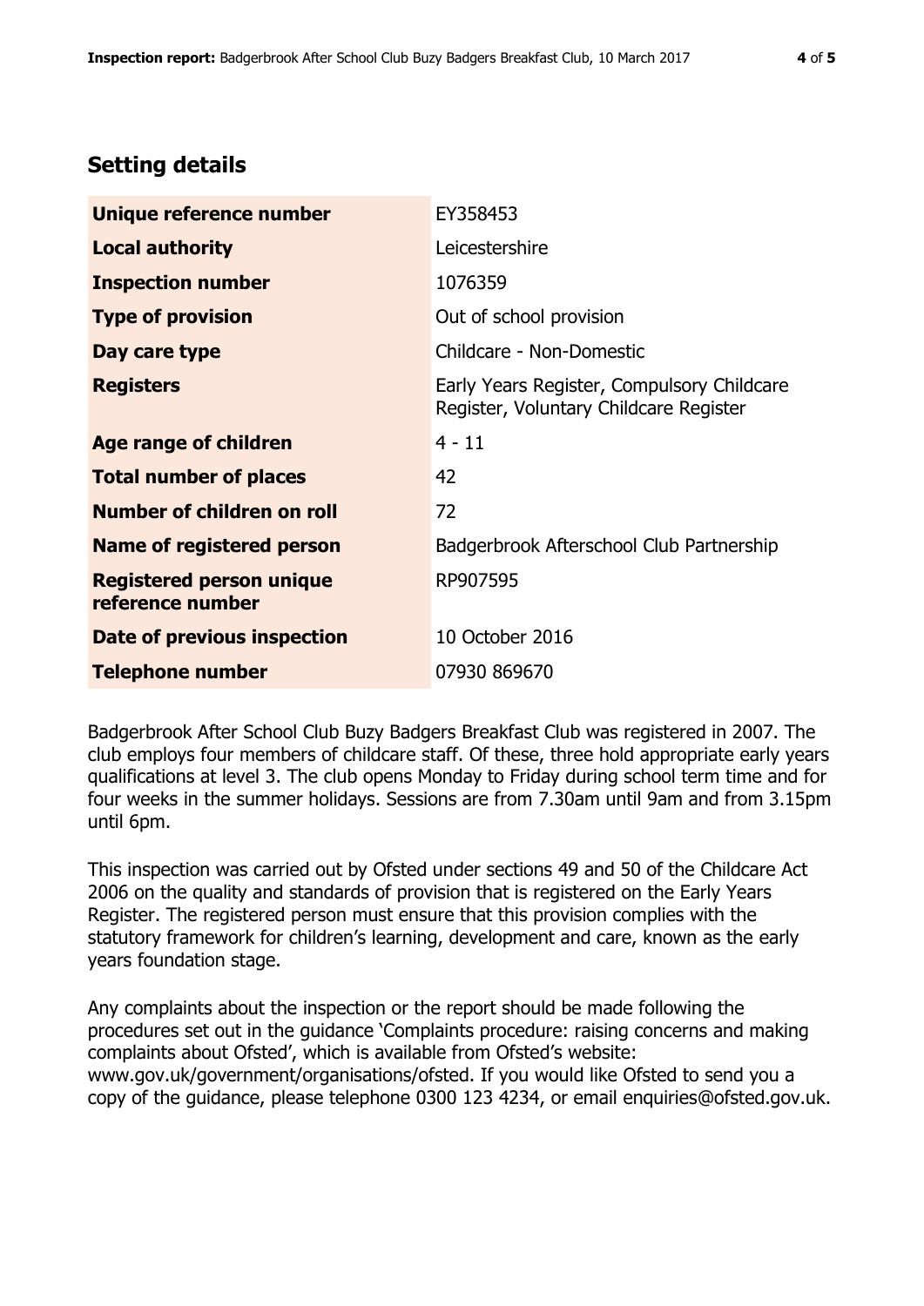## Setting details

| | |
|---|---|
| **Unique reference number** | EY358453 |
| **Local authority** | Leicestershire |
| **Inspection number** | 1076359 |
| **Type of provision** | Out of school provision |
| **Day care type** | Childcare - Non-Domestic |
| **Registers** | Early Years Register, Compulsory Childcare Register, Voluntary Childcare Register |
| **Age range of children** | 4 - 11 |
| **Total number of places** | 42 |
| **Number of children on roll** | 72 |
| **Name of registered person** | Badgerbrook Afterschool Club Partnership |
| **Registered person unique reference number** | RP907595 |
| **Date of previous inspection** | 10 October 2016 |
| **Telephone number** | 07930 869670 |

Badgerbrook After School Club Buzy Badgers Breakfast Club was registered in 2007. The club employs four members of childcare staff. Of these, three hold appropriate early years qualifications at level 3. The club opens Monday to Friday during school term time and for four weeks in the summer holidays. Sessions are from 7.30am until 9am and from 3.15pm until 6pm.

This inspection was carried out by Ofsted under sections 49 and 50 of the Childcare Act 2006 on the quality and standards of provision that is registered on the Early Years Register. The registered person must ensure that this provision complies with the statutory framework for children's learning, development and care, known as the early years foundation stage.

Any complaints about the inspection or the report should be made following the procedures set out in the guidance 'Complaints procedure: raising concerns and making complaints about Ofsted', which is available from Ofsted's website: www.gov.uk/government/organisations/ofsted. If you would like Ofsted to send you a copy of the guidance, please telephone 0300 123 4234, or email enquiries@ofsted.gov.uk.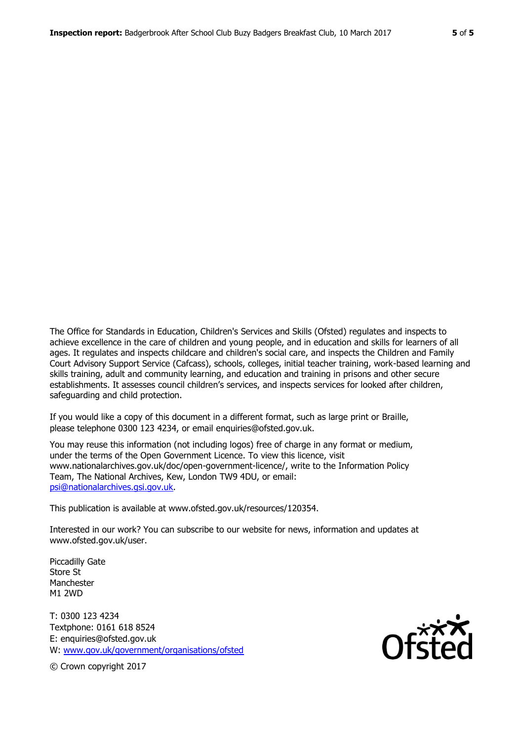The Office for Standards in Education, Children's Services and Skills (Ofsted) regulates and inspects to achieve excellence in the care of children and young people, and in education and skills for learners of all ages. It regulates and inspects childcare and children's social care, and inspects the Children and Family Court Advisory Support Service (Cafcass), schools, colleges, initial teacher training, work-based learning and skills training, adult and community learning, and education and training in prisons and other secure establishments. It assesses council children's services, and inspects services for looked after children, safeguarding and child protection.

If you would like a copy of this document in a different format, such as large print or Braille, please telephone 0300 123 4234, or email enquiries@ofsted.gov.uk.

You may reuse this information (not including logos) free of charge in any format or medium, under the terms of the Open Government Licence. To view this licence, visit www.nationalarchives.gov.uk/doc/open-government-licence/, write to the Information Policy Team, The National Archives, Kew, London TW9 4DU, or email: psi@nationalarchives.gsi.gov.uk.

This publication is available at www.ofsted.gov.uk/resources/120354.

Interested in our work? You can subscribe to our website for news, information and updates at www.ofsted.gov.uk/user.

Piccadilly Gate
Store St
Manchester
M1 2WD

T: 0300 123 4234
Textphone: 0161 618 8524
E: enquiries@ofsted.gov.uk
W: www.gov.uk/government/organisations/ofsted

© Crown copyright 2017